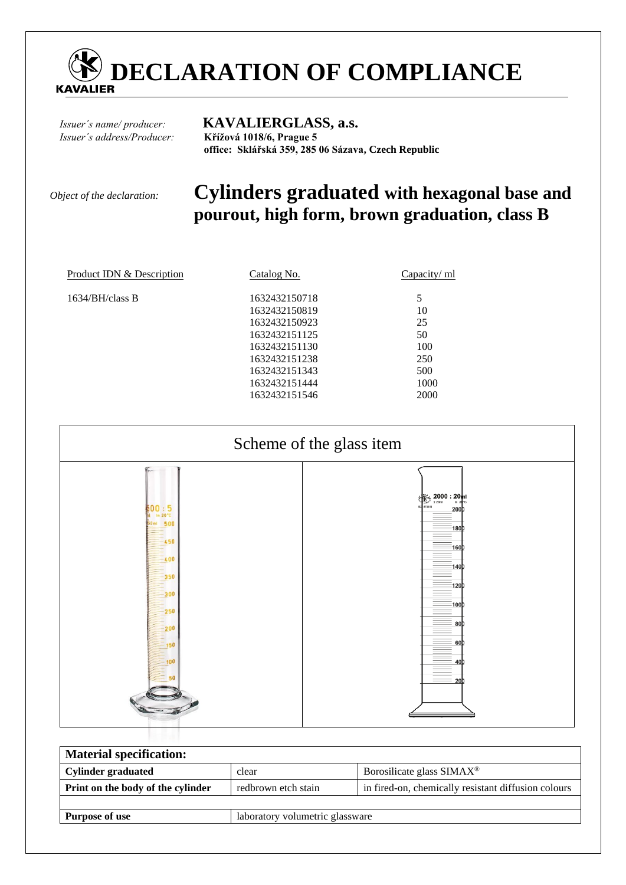# DECLARATION OF COMPLIANCE

*Issuer´s name/ producer:* **KAVALIERGLASS, a.s.**
*Issuer´s address/Producer:* **Křížová 1018/6, Prague 5**
**office: Sklářská 359, 285 06 Sázava, Czech Republic**

*Object of the declaration:* **Cylinders graduated with hexagonal base and pourout, high form, brown graduation, class B**

| Product IDN & Description | Catalog No. | Capacity/ ml |
|---|---|---|
| 1634/BH/class B | 1632432150718 | 5 |
| | 1632432150819 | 10 |
| | 1632432150923 | 25 |
| | 1632432151125 | 50 |
| | 1632432151130 | 100 |
| | 1632432151238 | 250 |
| | 1632432151343 | 500 |
| | 1632432151444 | 1000 |
| | 1632432151546 | 2000 |

Scheme of the glass item

| Material specification: | | |
|---|---|---|
| **Cylinder graduated** | clear | Borosilicate glass SIMAX® |
| **Print on the body of the cylinder** | redbrown etch stain | in fired-on, chemically resistant diffusion colours |
| | | |
| **Purpose of use** | laboratory volumetric glassware | |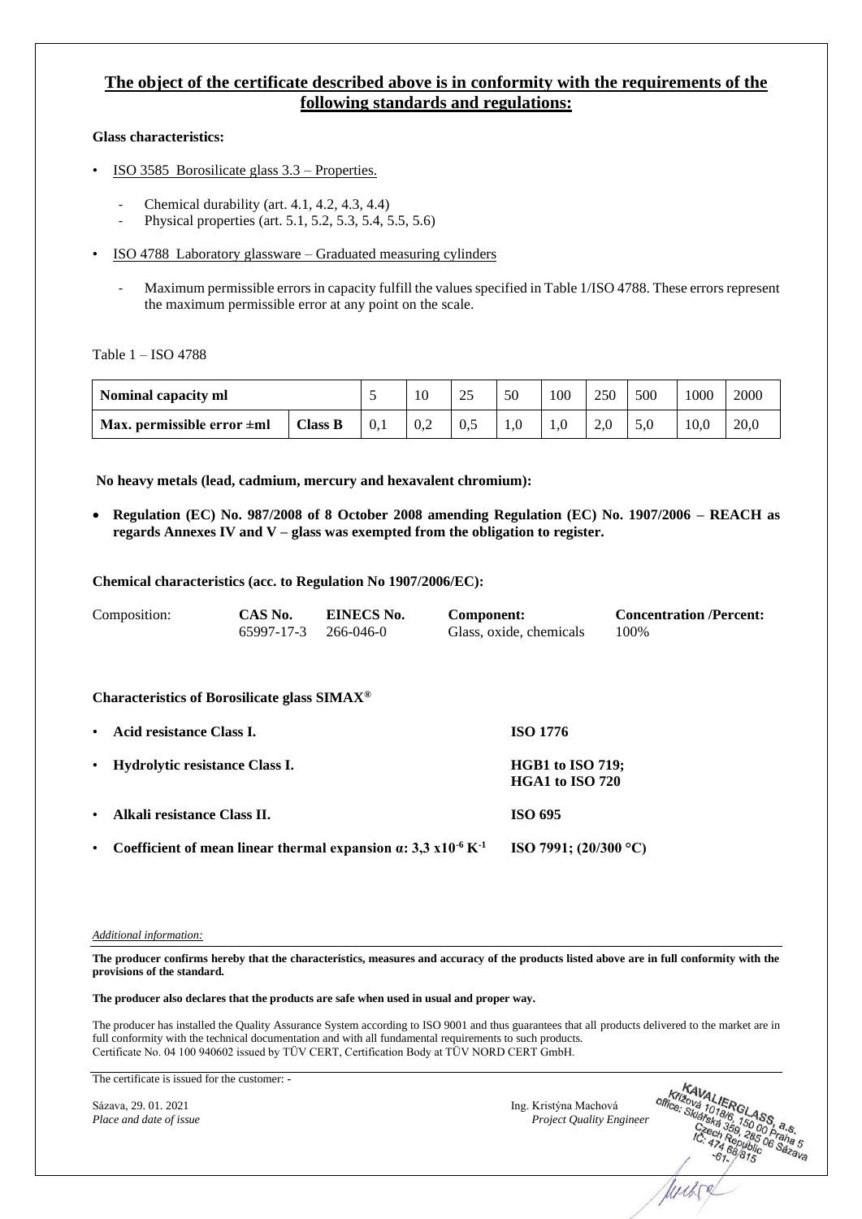## The object of the certificate described above is in conformity with the requirements of the following standards and regulations:

**Glass characteristics:**

- ISO 3585 Borosilicate glass 3.3 – Properties.
  - Chemical durability (art. 4.1, 4.2, 4.3, 4.4)
  - Physical properties (art. 5.1, 5.2, 5.3, 5.4, 5.5, 5.6)

- ISO 4788 Laboratory glassware – Graduated measuring cylinders
  - Maximum permissible errors in capacity fulfill the values specified in Table 1/ISO 4788. These errors represent the maximum permissible error at any point on the scale.

Table 1 – ISO 4788

| **Nominal capacity ml** | | 5 | 10 | 25 | 50 | 100 | 250 | 500 | 1000 | 2000 |
|---|---|---|---|---|---|---|---|---|---|---|
| **Max. permissible error ±ml** | **Class B** | 0,1 | 0,2 | 0,5 | 1,0 | 1,0 | 2,0 | 5,0 | 10,0 | 20,0 |

**No heavy metals (lead, cadmium, mercury and hexavalent chromium):**

- **Regulation (EC) No. 987/2008 of 8 October 2008 amending Regulation (EC) No. 1907/2006 – REACH as regards Annexes IV and V – glass was exempted from the obligation to register.**

**Chemical characteristics (acc. to Regulation No 1907/2006/EC):**

| Composition: | **CAS No.** | **EINECS No.** | **Component:** | **Concentration /Percent:** |
|---|---|---|---|---|
| | 65997-17-3 | 266-046-0 | Glass, oxide, chemicals | 100% |

**Characteristics of Borosilicate glass SIMAX®**

- **Acid resistance Class I.** — **ISO 1776**
- **Hydrolytic resistance Class I.** — **HGB1 to ISO 719; HGA1 to ISO 720**
- **Alkali resistance Class II.** — **ISO 695**
- **Coefficient of mean linear thermal expansion α: 3,3 x$10^{-6}$ $K^{-1}$** — **ISO 7991; (20/300 °C)**

*Additional information:*

**The producer confirms hereby that the characteristics, measures and accuracy of the products listed above are in full conformity with the provisions of the standard.**

**The producer also declares that the products are safe when used in usual and proper way.**

The producer has installed the Quality Assurance System according to ISO 9001 and thus guarantees that all products delivered to the market are in full conformity with the technical documentation and with all fundamental requirements to such products.
Certificate No. 04 100 940602 issued by TÜV CERT, Certification Body at TÜV NORD CERT GmbH.

The certificate is issued for the customer: -

Sázava, 29. 01. 2021
*Place and date of issue*

Ing. Kristýna Machová
*Project Quality Engineer*

KAVALIERGLASS, a.s.
Office: Křížová 1018/6, 150 00 Praha 5
Sklářská 359, 285 06 Sázava
Czech Republic
IČ: 474 68 815
-61-